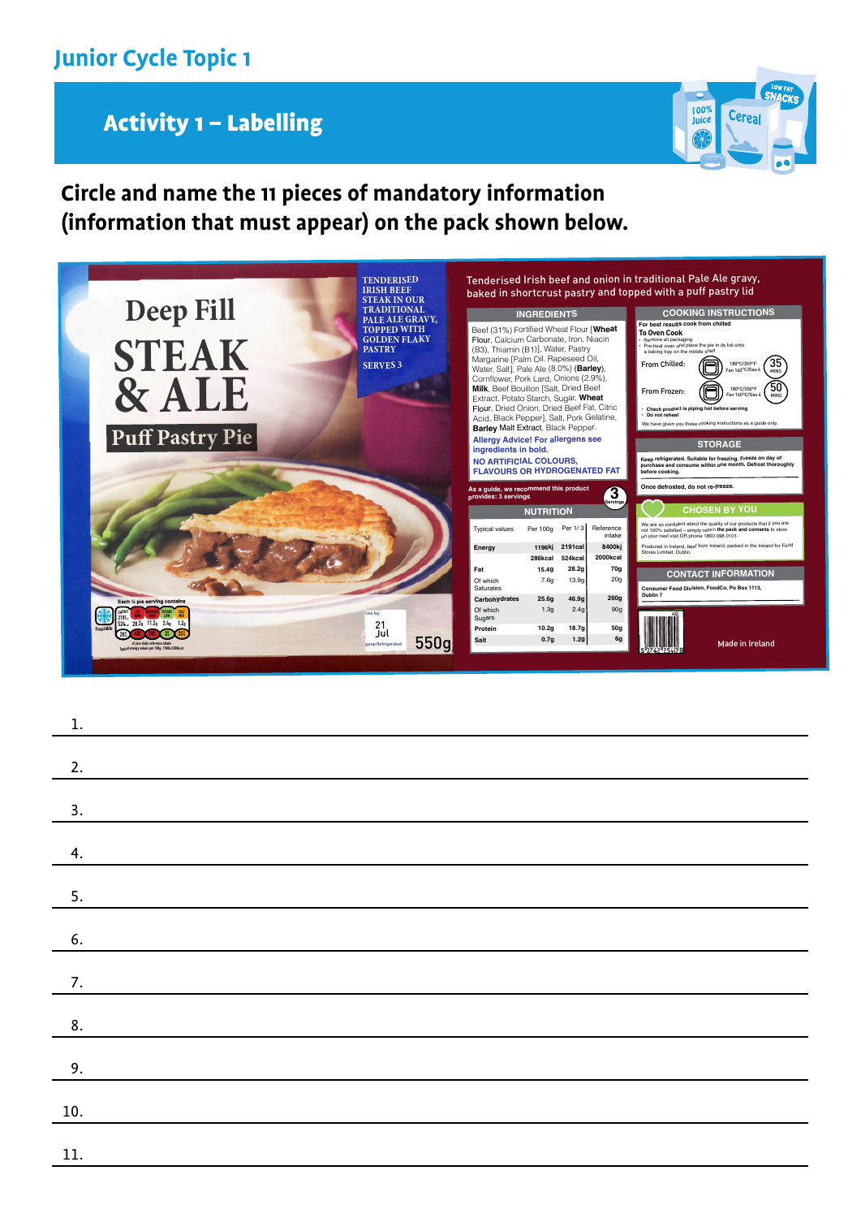# Junior Cycle Topic 1

## Activity 1 – Labelling

**Circle and name the 11 pieces of mandatory information (information that must appear) on the pack shown below.**

Deep Fill

STEAK & ALE

Puff Pastry Pie

TENDERISED IRISH BEEF STEAK IN OUR TRADITIONAL PALE ALE GRAVY, TOPPED WITH GOLDEN FLAKY PASTRY

SERVES 3

Each ½ pie serving contains

Freezable

Use by: 21 Jul

Keep Refrigerated

550g

Tenderised Irish beef and onion in traditional Pale Ale gravy, baked in shortcrust pastry and topped with a puff pastry lid

**INGREDIENTS**

Beef (31%) Fortified Wheat Flour [**Wheat** Flour, Calcium Carbonate, Iron, Niacin (B3), Thiamin (B1)], Water, Pastry Margarine [Palm Oil, Rapeseed Oil, Water, Salt], Pale Ale (8.0%) (**Barley**), Cornflower, Pork Lard, Onions (2.9%), **Milk**, Beef Bouillon [Salt, Dried Beef Extract, Potato Starch, Sugar, **Wheat** Flour, Dried Onion, Dried Beef Fat, Citric Acid, Black Pepper], Salt, Pork Gelatine, **Barley** Malt Extract, Black Pepper.

Allergy Advice! For allergens see ingredients in bold.

NO ARTIFICIAL COLOURS, FLAVOURS OR HYDROGENATED FAT

As a guide, we recommend this product provides: 3 servings

**NUTRITION**

| Typical values | Per 100g | Per 1/3 | Reference intake |
|---|---|---|---|
| Energy | 1196kj | 2191cal | 8400kj |
| | 286kcal | 524kcal | 2000kcal |
| Fat | 15.4g | 28.2g | 70g |
| Of which Saturates | 7.6g | 13.9g | 20g |
| Carbohydrates | 25.6g | 46.9g | 260g |
| Of which Sugars | 1.3g | 2.4g | 90g |
| Protein | 10.2g | 18.7g | 50g |
| Salt | 0.7g | 1.2g | 6g |

**COOKING INSTRUCTIONS**

For best results cook from chilled

To Oven Cook

- Remove all packaging
- Pre-heat oven and place the pie in its foil onto a baking tray on the middle shelf

From Chilled: 180°C/350°F Fan 160°C/Gas 4 — 35 mins

From Frozen: 180°C/350°F Fan 160°C/Gas 4 — 50 mins

- Check product is piping hot before serving
- Do not reheat

We have given you these cooking instructions as a guide only.

**STORAGE**

Keep refrigerated. Suitable for freezing. Freeze on day of purchase and consume within one month. Defrost thoroughly before cooking.

Once defrosted, do not re-freeze.

**CHOSEN BY YOU**

We are so confident about the quality of our products that if you are not 100% satisfied – simply return the pack and contents to store on your next visit OR phone 1800 098 0101.

Produced in Ireland, beef from Ireland, packed in the Ireland for Food Stores Limited, Dublin.

**CONTACT INFORMATION**

Consumer Food Division, FoodCo, Po Box 1113, Dublin 7

Made in Ireland

1. \_\_\_\_\_\_\_\_\_\_\_\_\_\_\_\_\_\_\_\_\_\_\_\_\_\_\_\_\_\_\_\_

2. \_\_\_\_\_\_\_\_\_\_\_\_\_\_\_\_\_\_\_\_\_\_\_\_\_\_\_\_\_\_\_\_

3. \_\_\_\_\_\_\_\_\_\_\_\_\_\_\_\_\_\_\_\_\_\_\_\_\_\_\_\_\_\_\_\_

4. \_\_\_\_\_\_\_\_\_\_\_\_\_\_\_\_\_\_\_\_\_\_\_\_\_\_\_\_\_\_\_\_

5. \_\_\_\_\_\_\_\_\_\_\_\_\_\_\_\_\_\_\_\_\_\_\_\_\_\_\_\_\_\_\_\_

6. \_\_\_\_\_\_\_\_\_\_\_\_\_\_\_\_\_\_\_\_\_\_\_\_\_\_\_\_\_\_\_\_

7. \_\_\_\_\_\_\_\_\_\_\_\_\_\_\_\_\_\_\_\_\_\_\_\_\_\_\_\_\_\_\_\_

8. \_\_\_\_\_\_\_\_\_\_\_\_\_\_\_\_\_\_\_\_\_\_\_\_\_\_\_\_\_\_\_\_

9. \_\_\_\_\_\_\_\_\_\_\_\_\_\_\_\_\_\_\_\_\_\_\_\_\_\_\_\_\_\_\_\_

10. \_\_\_\_\_\_\_\_\_\_\_\_\_\_\_\_\_\_\_\_\_\_\_\_\_\_\_\_\_\_\_\_

11. \_\_\_\_\_\_\_\_\_\_\_\_\_\_\_\_\_\_\_\_\_\_\_\_\_\_\_\_\_\_\_\_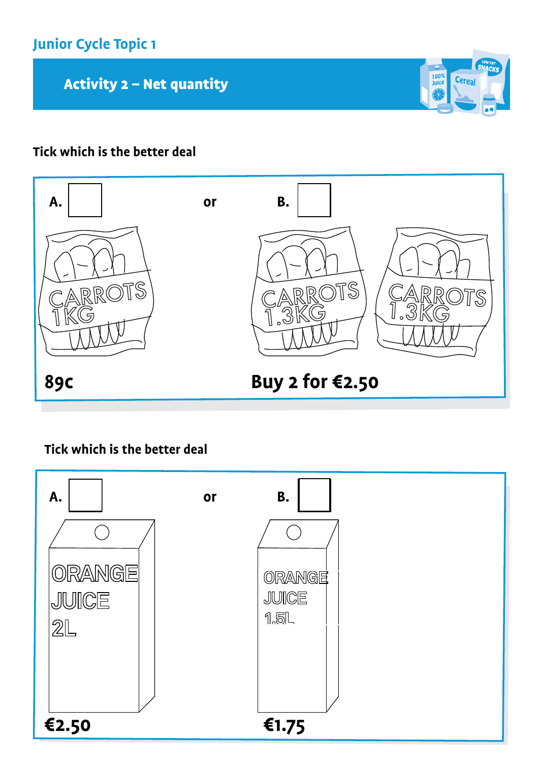Junior Cycle Topic 1

## Activity 2 – Net quantity

**Tick which is the better deal**

**A.** ☐ or **B.** ☐

CARROTS 1KG

**89c**

CARROTS 1.3KG

CARROTS 1.3KG

**Buy 2 for €2.50**

**Tick which is the better deal**

**A.** ☐ or **B.** ☐

ORANGE JUICE 2L

**€2.50**

ORANGE JUICE 1.5L

**€1.75**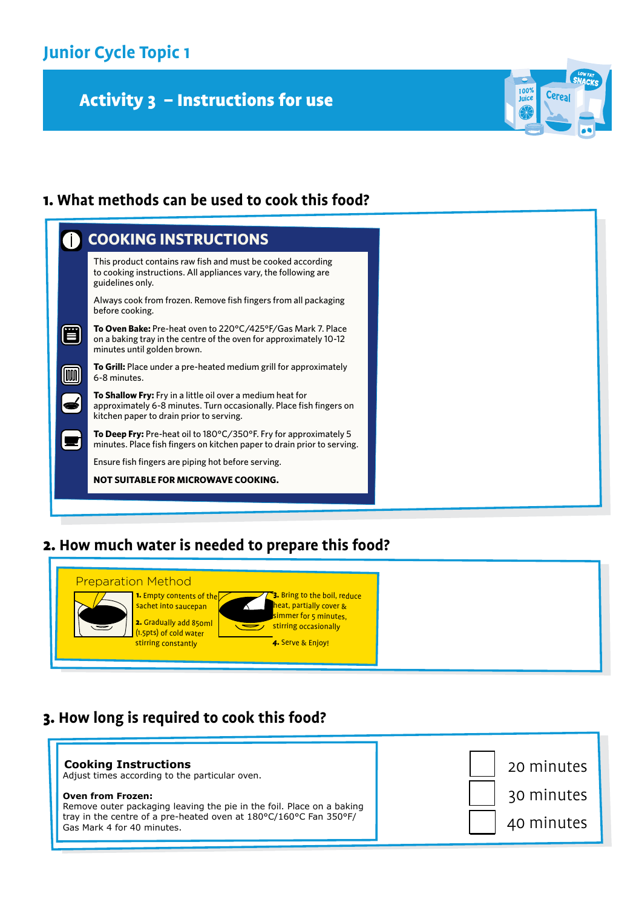## Junior Cycle Topic 1

# Activity 3 – Instructions for use

## 1. What methods can be used to cook this food?

### COOKING INSTRUCTIONS

This product contains raw fish and must be cooked according to cooking instructions. All appliances vary, the following are guidelines only.

Always cook from frozen. Remove fish fingers from all packaging before cooking.

**To Oven Bake:** Pre-heat oven to 220°C/425°F/Gas Mark 7. Place on a baking tray in the centre of the oven for approximately 10-12 minutes until golden brown.

**To Grill:** Place under a pre-heated medium grill for approximately 6-8 minutes.

**To Shallow Fry:** Fry in a little oil over a medium heat for approximately 6-8 minutes. Turn occasionally. Place fish fingers on kitchen paper to drain prior to serving.

**To Deep Fry:** Pre-heat oil to 180°C/350°F. Fry for approximately 5 minutes. Place fish fingers on kitchen paper to drain prior to serving.

Ensure fish fingers are piping hot before serving.

**NOT SUITABLE FOR MICROWAVE COOKING.**

## 2. How much water is needed to prepare this food?

### Preparation Method

**1.** Empty contents of the sachet into saucepan

**2.** Gradually add 850ml (1.5pts) of cold water stirring constantly

**3.** Bring to the boil, reduce heat, partially cover & simmer for 5 minutes, stirring occasionally

**4.** Serve & Enjoy!

## 3. How long is required to cook this food?

**Cooking Instructions**
Adjust times according to the particular oven.

**Oven from Frozen:**
Remove outer packaging leaving the pie in the foil. Place on a baking tray in the centre of a pre-heated oven at 180°C/160°C Fan 350°F/ Gas Mark 4 for 40 minutes.

- ☐ 20 minutes
- ☐ 30 minutes
- ☐ 40 minutes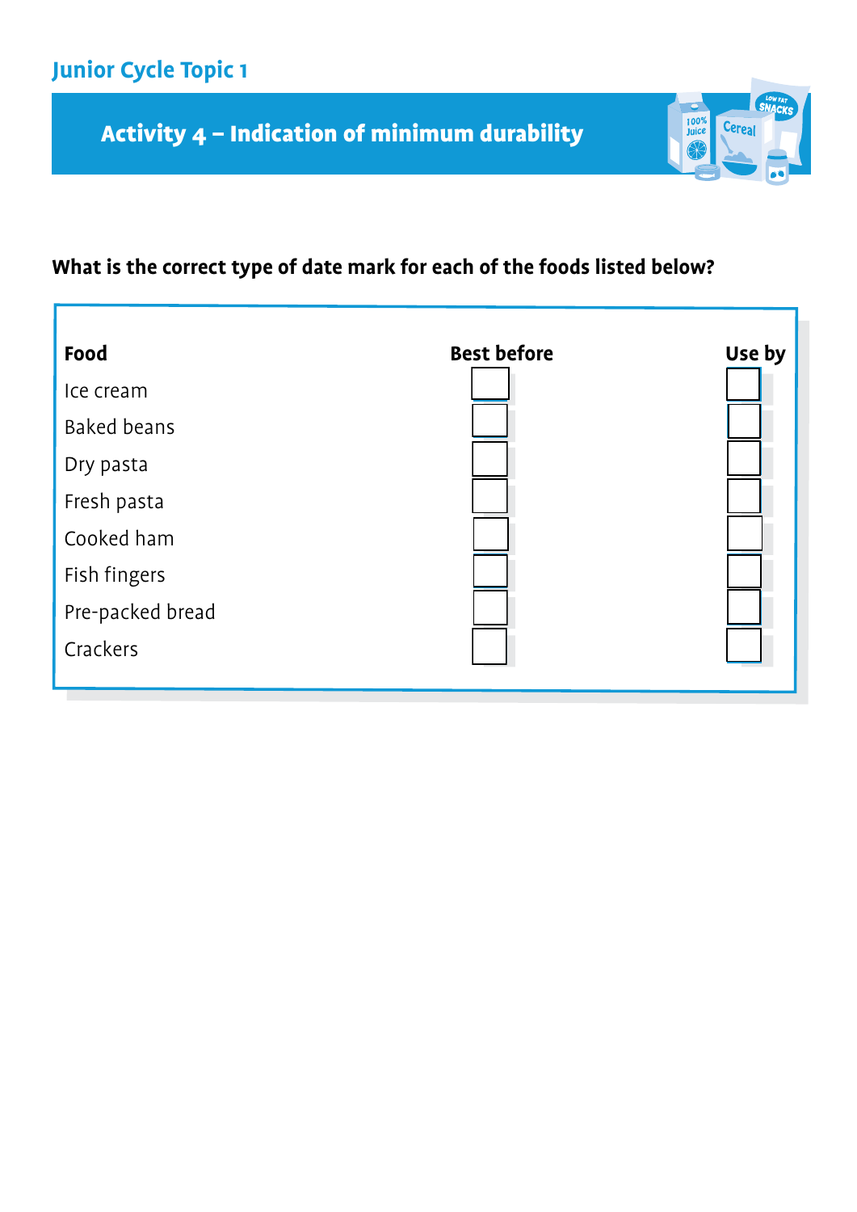Junior Cycle Topic 1

## Activity 4 – Indication of minimum durability

**What is the correct type of date mark for each of the foods listed below?**

| Food | Best before | Use by |
|---|---|---|
| Ice cream | ☐ | ☐ |
| Baked beans | ☐ | ☐ |
| Dry pasta | ☐ | ☐ |
| Fresh pasta | ☐ | ☐ |
| Cooked ham | ☐ | ☐ |
| Fish fingers | ☐ | ☐ |
| Pre-packed bread | ☐ | ☐ |
| Crackers | ☐ | ☐ |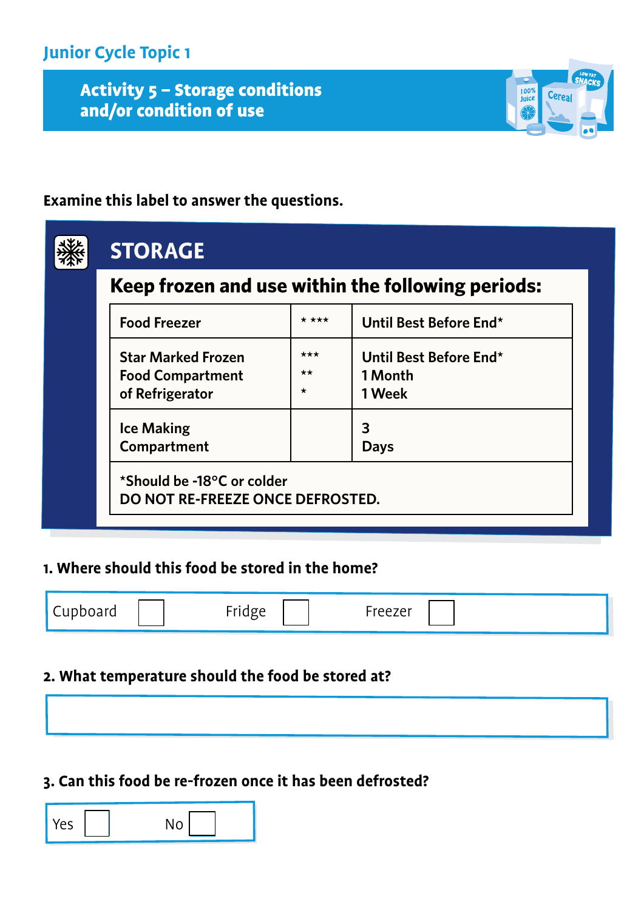## Junior Cycle Topic 1

### Activity 5 – Storage conditions and/or condition of use

**Examine this label to answer the questions.**

## STORAGE

### Keep frozen and use within the following periods:

| | | |
|---|---|---|
| Food Freezer | * *** | Until Best Before End* |
| Star Marked Frozen Food Compartment of Refrigerator | ***<br>**<br>* | Until Best Before End*<br>1 Month<br>1 Week |
| Ice Making Compartment | | 3 Days |

*Should be -18°C or colder
DO NOT RE-FREEZE ONCE DEFROSTED.

**1. Where should this food be stored in the home?**

Cupboard ☐ Fridge ☐ Freezer ☐

**2. What temperature should the food be stored at?**

&nbsp;

**3. Can this food be re-frozen once it has been defrosted?**

Yes ☐ No ☐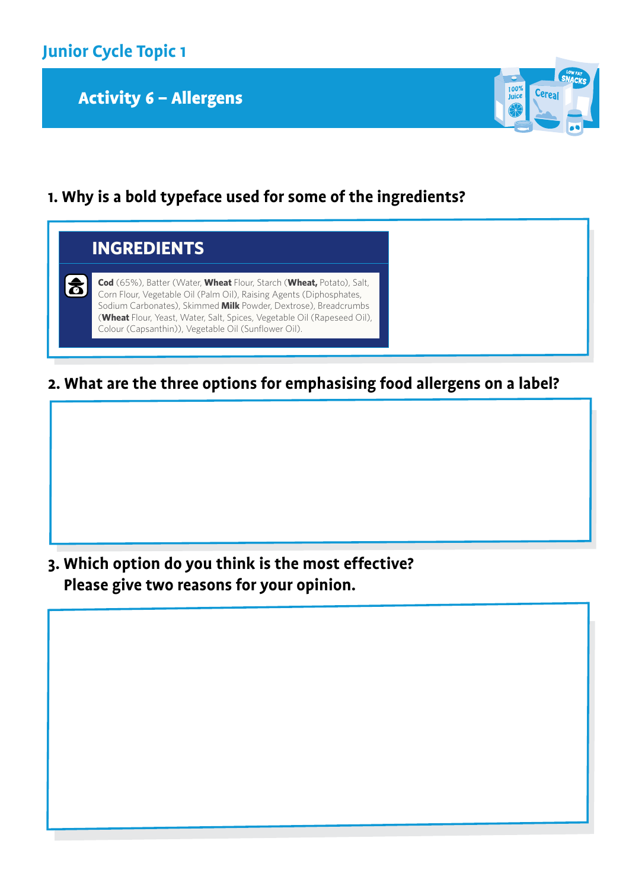Junior Cycle Topic 1

## Activity 6 – Allergens

### 1. Why is a bold typeface used for some of the ingredients?

**INGREDIENTS**

**Cod** (65%), Batter (Water, **Wheat** Flour, Starch (**Wheat,** Potato), Salt, Corn Flour, Vegetable Oil (Palm Oil), Raising Agents (Diphosphates, Sodium Carbonates), Skimmed **Milk** Powder, Dextrose), Breadcrumbs (**Wheat** Flour, Yeast, Water, Salt, Spices, Vegetable Oil (Rapeseed Oil), Colour (Capsanthin)), Vegetable Oil (Sunflower Oil).

### 2. What are the three options for emphasising food allergens on a label?

### 3. Which option do you think is the most effective? Please give two reasons for your opinion.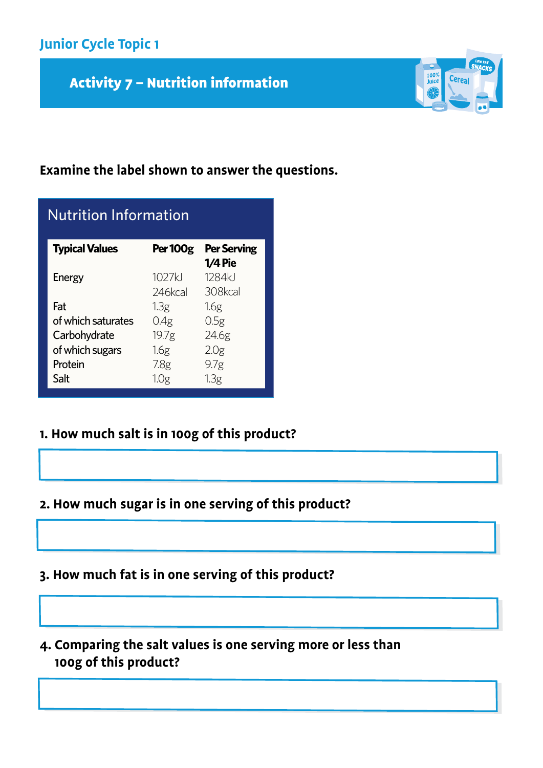Junior Cycle Topic 1

# Activity 7 – Nutrition information

**Examine the label shown to answer the questions.**

## Nutrition Information

| Typical Values | Per 100g | Per Serving 1/4 Pie |
|---|---|---|
| Energy | 1027kJ<br>246kcal | 1284kJ<br>308kcal |
| Fat | 1.3g | 1.6g |
| of which saturates | 0.4g | 0.5g |
| Carbohydrate | 19.7g | 24.6g |
| of which sugars | 1.6g | 2.0g |
| Protein | 7.8g | 9.7g |
| Salt | 1.0g | 1.3g |

**1. How much salt is in 100g of this product?**

**2. How much sugar is in one serving of this product?**

**3. How much fat is in one serving of this product?**

**4. Comparing the salt values is one serving more or less than 100g of this product?**